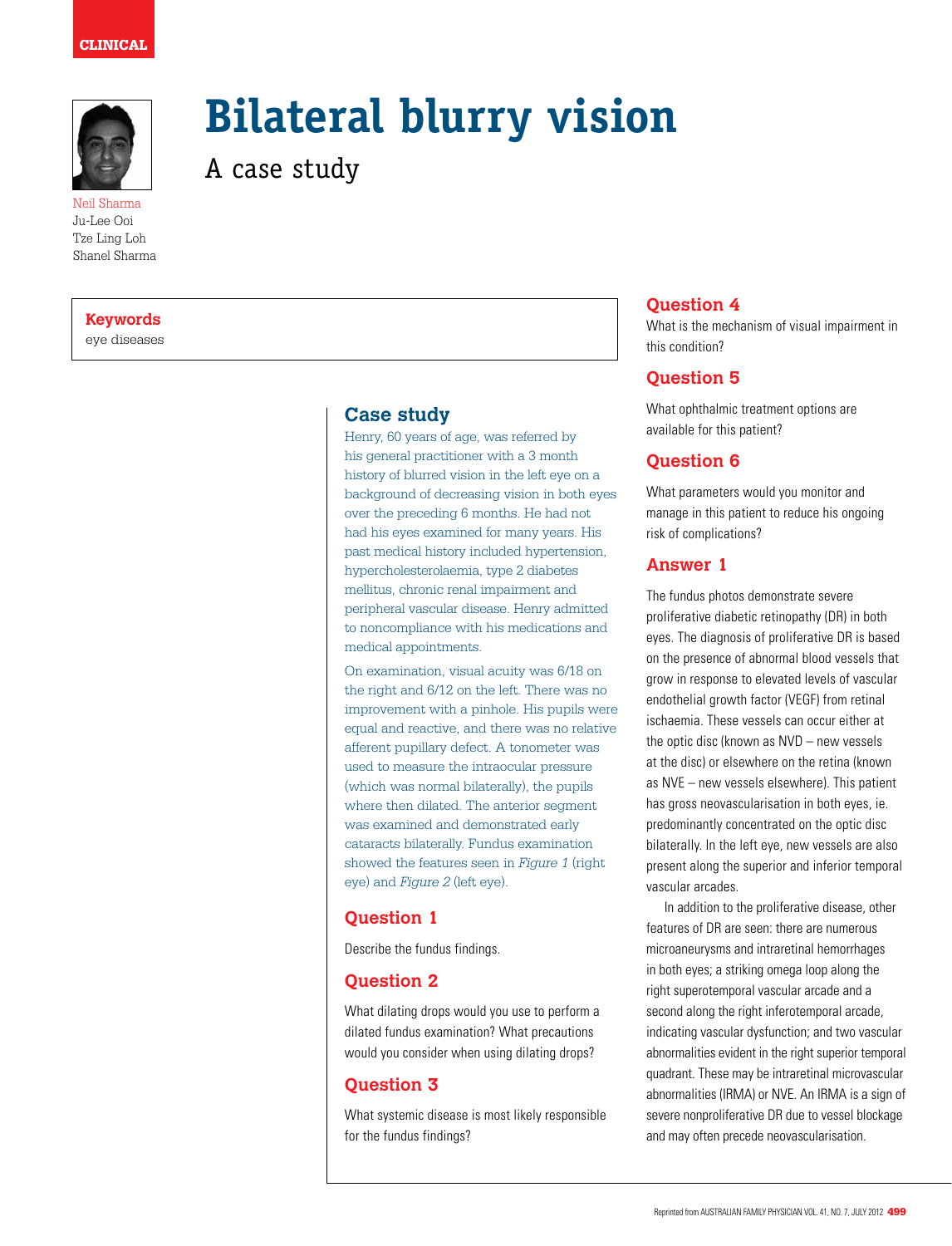CLINICAL

# Bilateral blurry vision

## A case study

Neil Sharma
Ju-Lee Ooi
Tze Ling Loh
Shanel Sharma

**Keywords**
eye diseases

## Case study

Henry, 60 years of age, was referred by his general practitioner with a 3 month history of blurred vision in the left eye on a background of decreasing vision in both eyes over the preceding 6 months. He had not had his eyes examined for many years. His past medical history included hypertension, hypercholesterolaemia, type 2 diabetes mellitus, chronic renal impairment and peripheral vascular disease. Henry admitted to noncompliance with his medications and medical appointments.

On examination, visual acuity was 6/18 on the right and 6/12 on the left. There was no improvement with a pinhole. His pupils were equal and reactive, and there was no relative afferent pupillary defect. A tonometer was used to measure the intraocular pressure (which was normal bilaterally), the pupils where then dilated. The anterior segment was examined and demonstrated early cataracts bilaterally. Fundus examination showed the features seen in *Figure 1* (right eye) and *Figure 2* (left eye).

## Question 1

Describe the fundus findings.

## Question 2

What dilating drops would you use to perform a dilated fundus examination? What precautions would you consider when using dilating drops?

## Question 3

What systemic disease is most likely responsible for the fundus findings?

## Question 4

What is the mechanism of visual impairment in this condition?

## Question 5

What ophthalmic treatment options are available for this patient?

## Question 6

What parameters would you monitor and manage in this patient to reduce his ongoing risk of complications?

## Answer 1

The fundus photos demonstrate severe proliferative diabetic retinopathy (DR) in both eyes. The diagnosis of proliferative DR is based on the presence of abnormal blood vessels that grow in response to elevated levels of vascular endothelial growth factor (VEGF) from retinal ischaemia. These vessels can occur either at the optic disc (known as NVD – new vessels at the disc) or elsewhere on the retina (known as NVE – new vessels elsewhere). This patient has gross neovascularisation in both eyes, ie. predominantly concentrated on the optic disc bilaterally. In the left eye, new vessels are also present along the superior and inferior temporal vascular arcades.

In addition to the proliferative disease, other features of DR are seen: there are numerous microaneurysms and intraretinal hemorrhages in both eyes; a striking omega loop along the right superotemporal vascular arcade and a second along the right inferotemporal arcade, indicating vascular dysfunction; and two vascular abnormalities evident in the right superior temporal quadrant. These may be intraretinal microvascular abnormalities (IRMA) or NVE. An IRMA is a sign of severe nonproliferative DR due to vessel blockage and may often precede neovascularisation.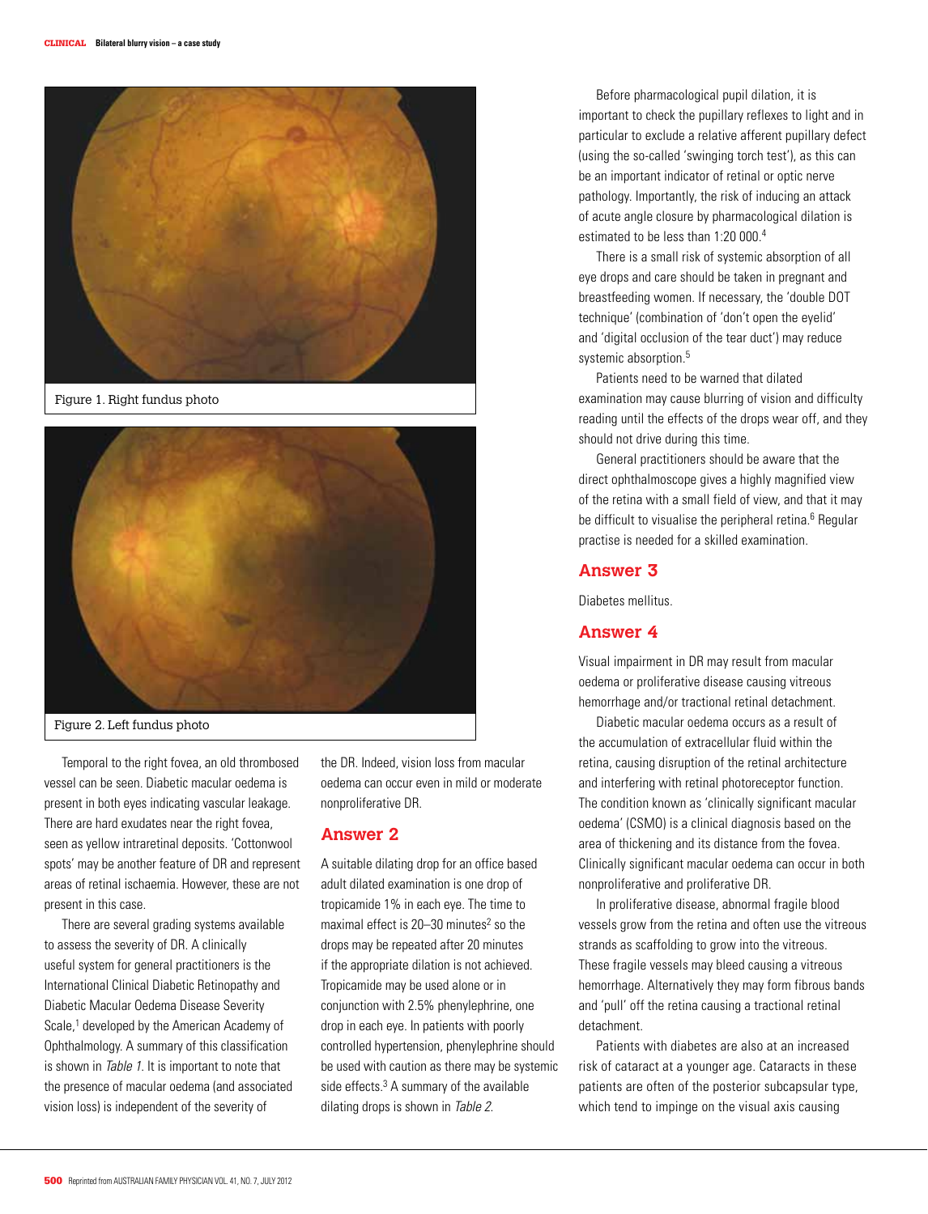Figure 1. Right fundus photo

Figure 2. Left fundus photo

Temporal to the right fovea, an old thrombosed vessel can be seen. Diabetic macular oedema is present in both eyes indicating vascular leakage. There are hard exudates near the right fovea, seen as yellow intraretinal deposits. 'Cottonwool spots' may be another feature of DR and represent areas of retinal ischaemia. However, these are not present in this case.

There are several grading systems available to assess the severity of DR. A clinically useful system for general practitioners is the International Clinical Diabetic Retinopathy and Diabetic Macular Oedema Disease Severity Scale,[1] developed by the American Academy of Ophthalmology. A summary of this classification is shown in *Table 1*. It is important to note that the presence of macular oedema (and associated vision loss) is independent of the severity of the DR. Indeed, vision loss from macular oedema can occur even in mild or moderate nonproliferative DR.

## Answer 2

A suitable dilating drop for an office based adult dilated examination is one drop of tropicamide 1% in each eye. The time to maximal effect is 20–30 minutes[2] so the drops may be repeated after 20 minutes if the appropriate dilation is not achieved. Tropicamide may be used alone or in conjunction with 2.5% phenylephrine, one drop in each eye. In patients with poorly controlled hypertension, phenylephrine should be used with caution as there may be systemic side effects.[3] A summary of the available dilating drops is shown in *Table 2*.

Before pharmacological pupil dilation, it is important to check the pupillary reflexes to light and in particular to exclude a relative afferent pupillary defect (using the so-called 'swinging torch test'), as this can be an important indicator of retinal or optic nerve pathology. Importantly, the risk of inducing an attack of acute angle closure by pharmacological dilation is estimated to be less than 1:20 000.[4]

There is a small risk of systemic absorption of all eye drops and care should be taken in pregnant and breastfeeding women. If necessary, the 'double DOT technique' (combination of 'don't open the eyelid' and 'digital occlusion of the tear duct') may reduce systemic absorption.[5]

Patients need to be warned that dilated examination may cause blurring of vision and difficulty reading until the effects of the drops wear off, and they should not drive during this time.

General practitioners should be aware that the direct ophthalmoscope gives a highly magnified view of the retina with a small field of view, and that it may be difficult to visualise the peripheral retina.[6] Regular practise is needed for a skilled examination.

## Answer 3

Diabetes mellitus.

## Answer 4

Visual impairment in DR may result from macular oedema or proliferative disease causing vitreous hemorrhage and/or tractional retinal detachment.

Diabetic macular oedema occurs as a result of the accumulation of extracellular fluid within the retina, causing disruption of the retinal architecture and interfering with retinal photoreceptor function. The condition known as 'clinically significant macular oedema' (CSMO) is a clinical diagnosis based on the area of thickening and its distance from the fovea. Clinically significant macular oedema can occur in both nonproliferative and proliferative DR.

In proliferative disease, abnormal fragile blood vessels grow from the retina and often use the vitreous strands as scaffolding to grow into the vitreous. These fragile vessels may bleed causing a vitreous hemorrhage. Alternatively they may form fibrous bands and 'pull' off the retina causing a tractional retinal detachment.

Patients with diabetes are also at an increased risk of cataract at a younger age. Cataracts in these patients are often of the posterior subcapsular type, which tend to impinge on the visual axis causing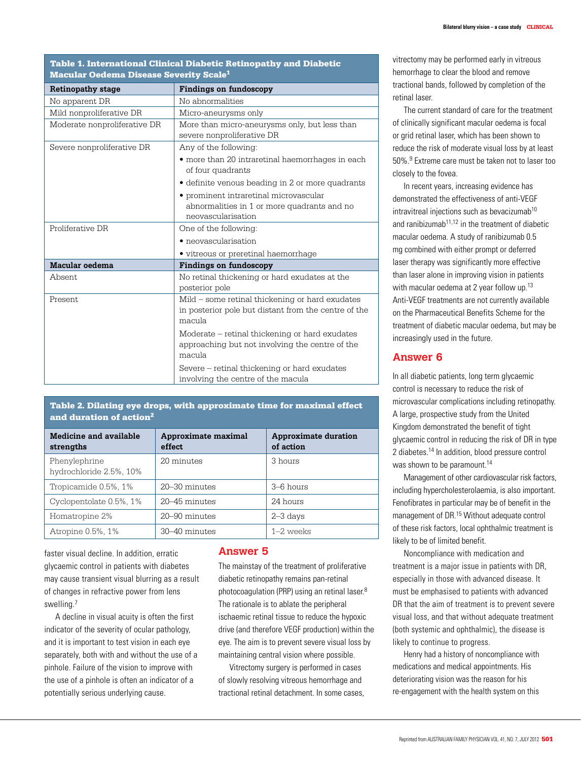**Table 1. International Clinical Diabetic Retinopathy and Diabetic Macular Oedema Disease Severity Scale[1]**

| Retinopathy stage | Findings on fundoscopy |
|---|---|
| No apparent DR | No abnormalities |
| Mild nonproliferative DR | Micro-aneurysms only |
| Moderate nonproliferative DR | More than micro-aneurysms only, but less than severe nonproliferative DR |
| Severe nonproliferative DR | Any of the following: • more than 20 intraretinal haemorrhages in each of four quadrants • definite venous beading in 2 or more quadrants • prominent intraretinal microvascular abnormalities in 1 or more quadrants and no neovascularisation |
| Proliferative DR | One of the following: • neovascularisation • vitreous or preretinal haemorrhage |
| **Macular oedema** | **Findings on fundoscopy** |
| Absent | No retinal thickening or hard exudates at the posterior pole |
| Present | Mild – some retinal thickening or hard exudates in posterior pole but distant from the centre of the macula; Moderate – retinal thickening or hard exudates approaching but not involving the centre of the macula; Severe – retinal thickening or hard exudates involving the centre of the macula |

**Table 2. Dilating eye drops, with approximate time for maximal effect and duration of action[2]**

| Medicine and available strengths | Approximate maximal effect | Approximate duration of action |
|---|---|---|
| Phenylephrine hydrochloride 2.5%, 10% | 20 minutes | 3 hours |
| Tropicamide 0.5%, 1% | 20–30 minutes | 3–6 hours |
| Cyclopentolate 0.5%, 1% | 20–45 minutes | 24 hours |
| Homatropine 2% | 20–90 minutes | 2–3 days |
| Atropine 0.5%, 1% | 30–40 minutes | 1–2 weeks |

faster visual decline. In addition, erratic glycaemic control in patients with diabetes may cause transient visual blurring as a result of changes in refractive power from lens swelling.[7]

A decline in visual acuity is often the first indicator of the severity of ocular pathology, and it is important to test vision in each eye separately, both with and without the use of a pinhole. Failure of the vision to improve with the use of a pinhole is often an indicator of a potentially serious underlying cause.

## Answer 5

The mainstay of the treatment of proliferative diabetic retinopathy remains pan-retinal photocoagulation (PRP) using an retinal laser.[8] The rationale is to ablate the peripheral ischaemic retinal tissue to reduce the hypoxic drive (and therefore VEGF production) within the eye. The aim is to prevent severe visual loss by maintaining central vision where possible.

Vitrectomy surgery is performed in cases of slowly resolving vitreous hemorrhage and tractional retinal detachment. In some cases, vitrectomy may be performed early in vitreous hemorrhage to clear the blood and remove tractional bands, followed by completion of the retinal laser.

The current standard of care for the treatment of clinically significant macular oedema is focal or grid retinal laser, which has been shown to reduce the risk of moderate visual loss by at least 50%.[9] Extreme care must be taken not to laser too closely to the fovea.

In recent years, increasing evidence has demonstrated the effectiveness of anti-VEGF intravitreal injections such as bevacizumab[10] and ranibizumab[11,12] in the treatment of diabetic macular oedema. A study of ranibizumab 0.5 mg combined with either prompt or deferred laser therapy was significantly more effective than laser alone in improving vision in patients with macular oedema at 2 year follow up.[13] Anti-VEGF treatments are not currently available on the Pharmaceutical Benefits Scheme for the treatment of diabetic macular oedema, but may be increasingly used in the future.

## Answer 6

In all diabetic patients, long term glycaemic control is necessary to reduce the risk of microvascular complications including retinopathy. A large, prospective study from the United Kingdom demonstrated the benefit of tight glycaemic control in reducing the risk of DR in type 2 diabetes.[14] In addition, blood pressure control was shown to be paramount.[14]

Management of other cardiovascular risk factors, including hypercholesterolaemia, is also important. Fenofibrates in particular may be of benefit in the management of DR.[15] Without adequate control of these risk factors, local ophthalmic treatment is likely to be of limited benefit.

Noncompliance with medication and treatment is a major issue in patients with DR, especially in those with advanced disease. It must be emphasised to patients with advanced DR that the aim of treatment is to prevent severe visual loss, and that without adequate treatment (both systemic and ophthalmic), the disease is likely to continue to progress.

Henry had a history of noncompliance with medications and medical appointments. His deteriorating vision was the reason for his re-engagement with the health system on this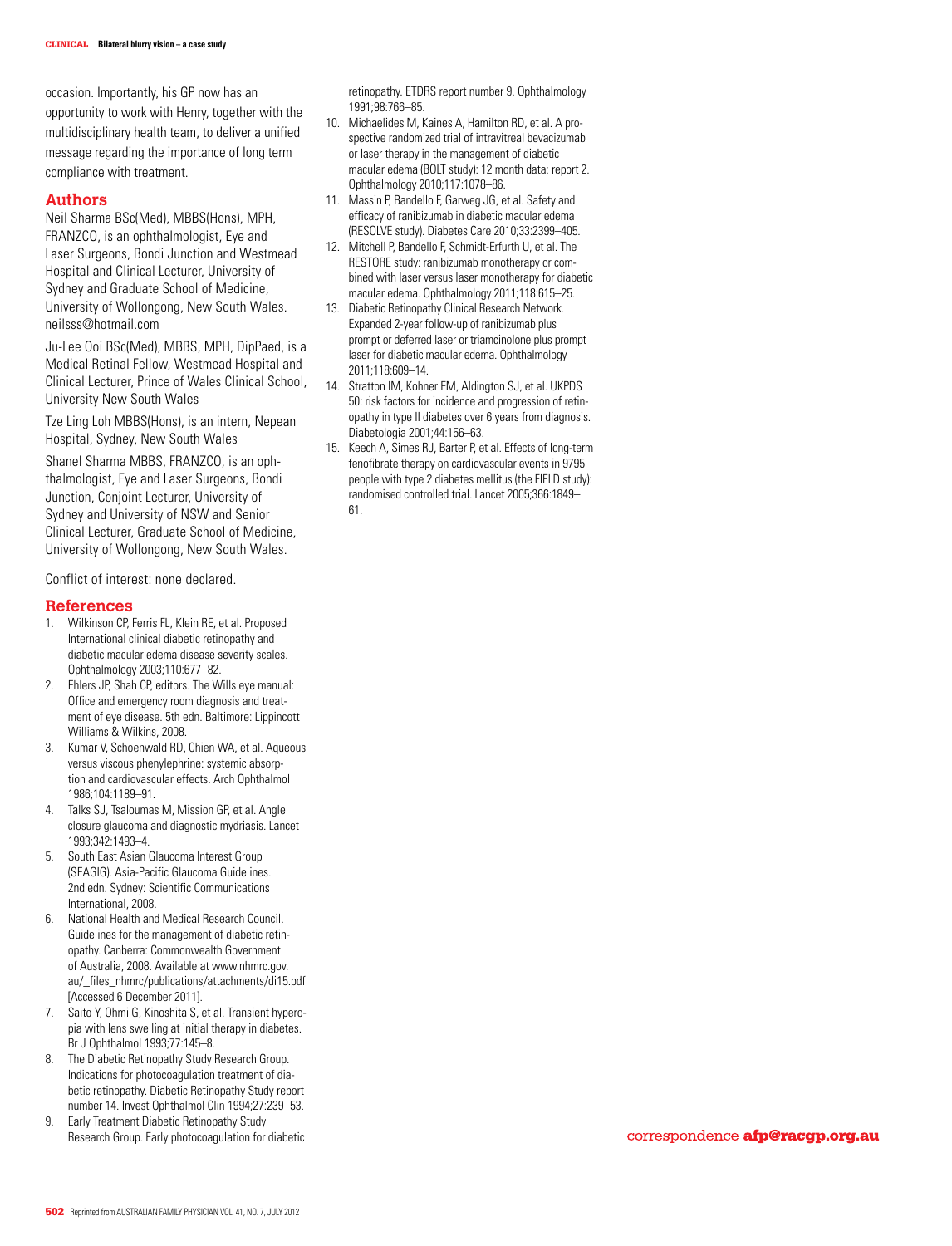occasion. Importantly, his GP now has an opportunity to work with Henry, together with the multidisciplinary health team, to deliver a unified message regarding the importance of long term compliance with treatment.

## Authors

Neil Sharma BSc(Med), MBBS(Hons), MPH, FRANZCO, is an ophthalmologist, Eye and Laser Surgeons, Bondi Junction and Westmead Hospital and Clinical Lecturer, University of Sydney and Graduate School of Medicine, University of Wollongong, New South Wales. neilsss@hotmail.com

Ju-Lee Ooi BSc(Med), MBBS, MPH, DipPaed, is a Medical Retinal Fellow, Westmead Hospital and Clinical Lecturer, Prince of Wales Clinical School, University New South Wales

Tze Ling Loh MBBS(Hons), is an intern, Nepean Hospital, Sydney, New South Wales

Shanel Sharma MBBS, FRANZCO, is an ophthalmologist, Eye and Laser Surgeons, Bondi Junction, Conjoint Lecturer, University of Sydney and University of NSW and Senior Clinical Lecturer, Graduate School of Medicine, University of Wollongong, New South Wales.

Conflict of interest: none declared.

## References

1. Wilkinson CP, Ferris FL, Klein RE, et al. Proposed International clinical diabetic retinopathy and diabetic macular edema disease severity scales. Ophthalmology 2003;110:677–82.
2. Ehlers JP, Shah CP, editors. The Wills eye manual: Office and emergency room diagnosis and treatment of eye disease. 5th edn. Baltimore: Lippincott Williams & Wilkins, 2008.
3. Kumar V, Schoenwald RD, Chien WA, et al. Aqueous versus viscous phenylephrine: systemic absorption and cardiovascular effects. Arch Ophthalmol 1986;104:1189–91.
4. Talks SJ, Tsaloumas M, Mission GP, et al. Angle closure glaucoma and diagnostic mydriasis. Lancet 1993;342:1493–4.
5. South East Asian Glaucoma Interest Group (SEAGIG). Asia-Pacific Glaucoma Guidelines. 2nd edn. Sydney: Scientific Communications International, 2008.
6. National Health and Medical Research Council. Guidelines for the management of diabetic retinopathy. Canberra: Commonwealth Government of Australia, 2008. Available at www.nhmrc.gov.au/_files_nhmrc/publications/attachments/di15.pdf [Accessed 6 December 2011].
7. Saito Y, Ohmi G, Kinoshita S, et al. Transient hyperopia with lens swelling at initial therapy in diabetes. Br J Ophthalmol 1993;77:145–8.
8. The Diabetic Retinopathy Study Research Group. Indications for photocoagulation treatment of diabetic retinopathy. Diabetic Retinopathy Study report number 14. Invest Ophthalmol Clin 1994;27:239–53.
9. Early Treatment Diabetic Retinopathy Study Research Group. Early photocoagulation for diabetic retinopathy. ETDRS report number 9. Ophthalmology 1991;98:766–85.
10. Michaelides M, Kaines A, Hamilton RD, et al. A prospective randomized trial of intravitreal bevacizumab or laser therapy in the management of diabetic macular edema (BOLT study): 12 month data: report 2. Ophthalmology 2010;117:1078–86.
11. Massin P, Bandello F, Garweg JG, et al. Safety and efficacy of ranibizumab in diabetic macular edema (RESOLVE study). Diabetes Care 2010;33:2399–405.
12. Mitchell P, Bandello F, Schmidt-Erfurth U, et al. The RESTORE study: ranibizumab monotherapy or combined with laser versus laser monotherapy for diabetic macular edema. Ophthalmology 2011;118:615–25.
13. Diabetic Retinopathy Clinical Research Network. Expanded 2-year follow-up of ranibizumab plus prompt or deferred laser or triamcinolone plus prompt laser for diabetic macular edema. Ophthalmology 2011;118:609–14.
14. Stratton IM, Kohner EM, Aldington SJ, et al. UKPDS 50: risk factors for incidence and progression of retinopathy in type II diabetes over 6 years from diagnosis. Diabetologia 2001;44:156–63.
15. Keech A, Simes RJ, Barter P, et al. Effects of long-term fenofibrate therapy on cardiovascular events in 9795 people with type 2 diabetes mellitus (the FIELD study): randomised controlled trial. Lancet 2005;366:1849–61.

correspondence **afp@racgp.org.au**